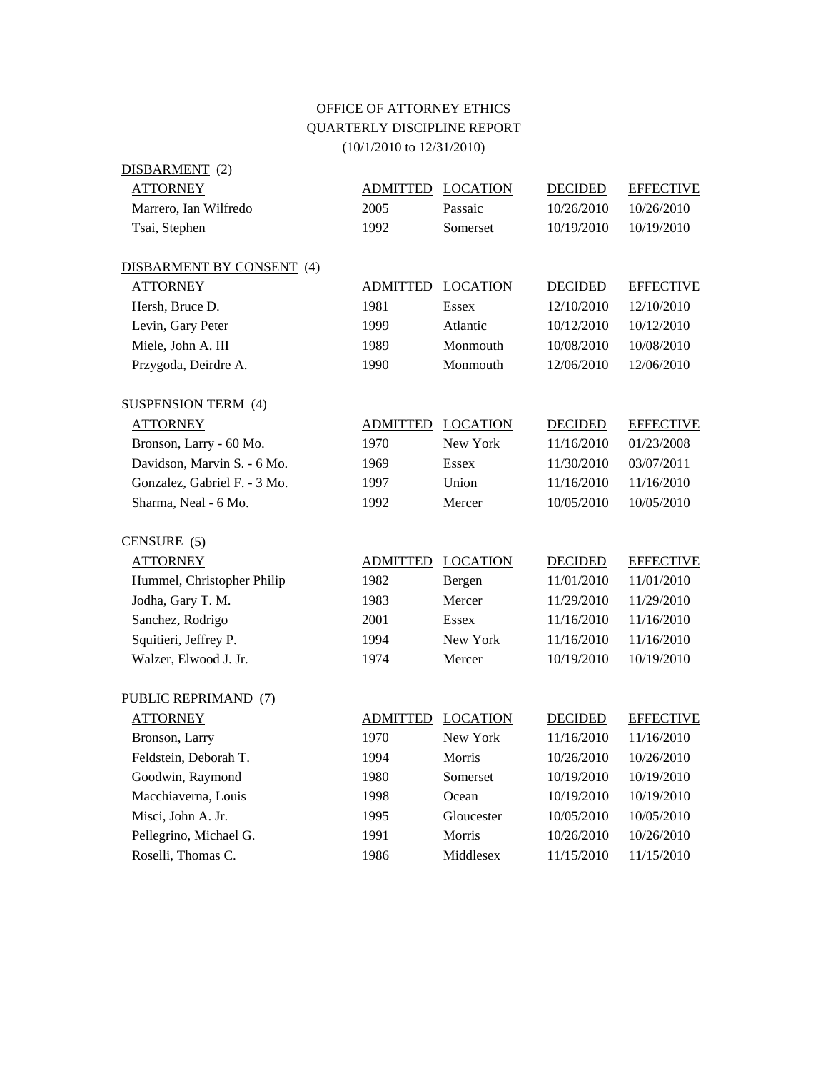# OFFICE OF ATTORNEY ETHICS
## QUARTERLY DISCIPLINE REPORT
### (10/1/2010 to 12/31/2010)

## DISBARMENT (2)

| ATTORNEY | ADMITTED | LOCATION | DECIDED | EFFECTIVE |
|---|---|---|---|---|
| Marrero, Ian Wilfredo | 2005 | Passaic | 10/26/2010 | 10/26/2010 |
| Tsai, Stephen | 1992 | Somerset | 10/19/2010 | 10/19/2010 |

## DISBARMENT BY CONSENT (4)

| ATTORNEY | ADMITTED | LOCATION | DECIDED | EFFECTIVE |
|---|---|---|---|---|
| Hersh, Bruce D. | 1981 | Essex | 12/10/2010 | 12/10/2010 |
| Levin, Gary Peter | 1999 | Atlantic | 10/12/2010 | 10/12/2010 |
| Miele, John A. III | 1989 | Monmouth | 10/08/2010 | 10/08/2010 |
| Przygoda, Deirdre A. | 1990 | Monmouth | 12/06/2010 | 12/06/2010 |

## SUSPENSION TERM (4)

| ATTORNEY | ADMITTED | LOCATION | DECIDED | EFFECTIVE |
|---|---|---|---|---|
| Bronson, Larry - 60 Mo. | 1970 | New York | 11/16/2010 | 01/23/2008 |
| Davidson, Marvin S. - 6 Mo. | 1969 | Essex | 11/30/2010 | 03/07/2011 |
| Gonzalez, Gabriel F. - 3 Mo. | 1997 | Union | 11/16/2010 | 11/16/2010 |
| Sharma, Neal - 6 Mo. | 1992 | Mercer | 10/05/2010 | 10/05/2010 |

## CENSURE (5)

| ATTORNEY | ADMITTED | LOCATION | DECIDED | EFFECTIVE |
|---|---|---|---|---|
| Hummel, Christopher Philip | 1982 | Bergen | 11/01/2010 | 11/01/2010 |
| Jodha, Gary T. M. | 1983 | Mercer | 11/29/2010 | 11/29/2010 |
| Sanchez, Rodrigo | 2001 | Essex | 11/16/2010 | 11/16/2010 |
| Squitieri, Jeffrey P. | 1994 | New York | 11/16/2010 | 11/16/2010 |
| Walzer, Elwood J. Jr. | 1974 | Mercer | 10/19/2010 | 10/19/2010 |

## PUBLIC REPRIMAND (7)

| ATTORNEY | ADMITTED | LOCATION | DECIDED | EFFECTIVE |
|---|---|---|---|---|
| Bronson, Larry | 1970 | New York | 11/16/2010 | 11/16/2010 |
| Feldstein, Deborah T. | 1994 | Morris | 10/26/2010 | 10/26/2010 |
| Goodwin, Raymond | 1980 | Somerset | 10/19/2010 | 10/19/2010 |
| Macchiaverna, Louis | 1998 | Ocean | 10/19/2010 | 10/19/2010 |
| Misci, John A. Jr. | 1995 | Gloucester | 10/05/2010 | 10/05/2010 |
| Pellegrino, Michael G. | 1991 | Morris | 10/26/2010 | 10/26/2010 |
| Roselli, Thomas C. | 1986 | Middlesex | 11/15/2010 | 11/15/2010 |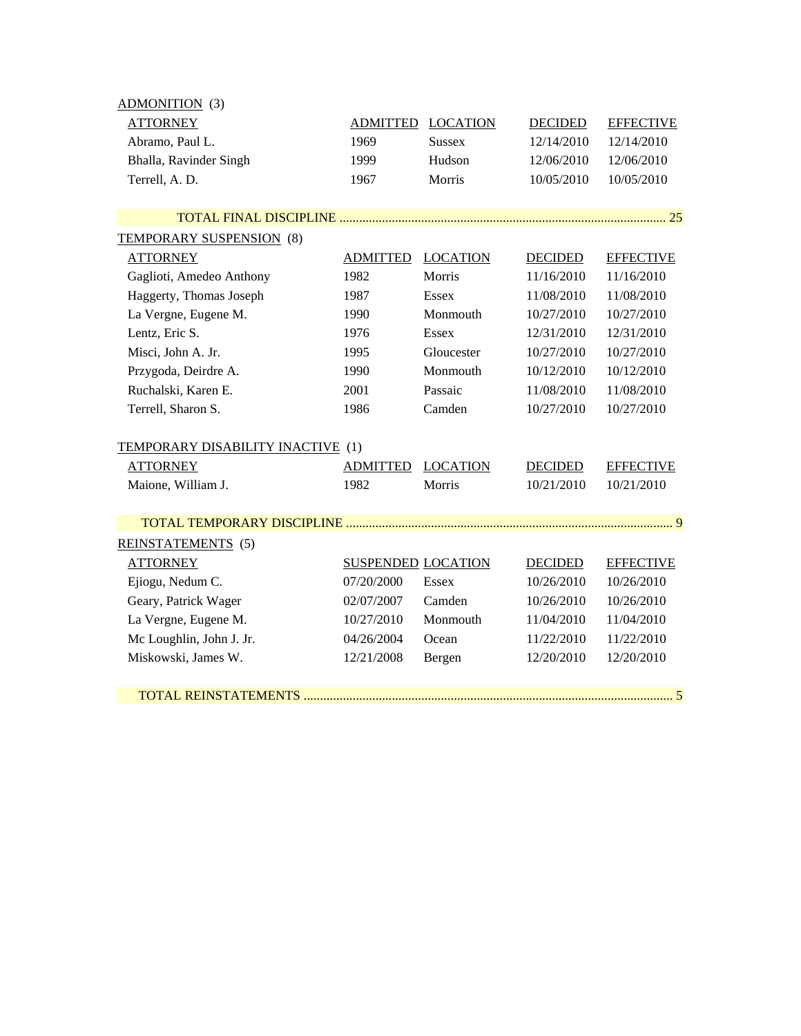ADMONITION (3)

| ATTORNEY | ADMITTED | LOCATION | DECIDED | EFFECTIVE |
|---|---|---|---|---|
| Abramo, Paul L. | 1969 | Sussex | 12/14/2010 | 12/14/2010 |
| Bhalla, Ravinder Singh | 1999 | Hudson | 12/06/2010 | 12/06/2010 |
| Terrell, A. D. | 1967 | Morris | 10/05/2010 | 10/05/2010 |

TOTAL FINAL DISCIPLINE .................................................................................................... 25

TEMPORARY SUSPENSION (8)

| ATTORNEY | ADMITTED | LOCATION | DECIDED | EFFECTIVE |
|---|---|---|---|---|
| Gaglioti, Amedeo Anthony | 1982 | Morris | 11/16/2010 | 11/16/2010 |
| Haggerty, Thomas Joseph | 1987 | Essex | 11/08/2010 | 11/08/2010 |
| La Vergne, Eugene M. | 1990 | Monmouth | 10/27/2010 | 10/27/2010 |
| Lentz, Eric S. | 1976 | Essex | 12/31/2010 | 12/31/2010 |
| Misci, John A. Jr. | 1995 | Gloucester | 10/27/2010 | 10/27/2010 |
| Przygoda, Deirdre A. | 1990 | Monmouth | 10/12/2010 | 10/12/2010 |
| Ruchalski, Karen E. | 2001 | Passaic | 11/08/2010 | 11/08/2010 |
| Terrell, Sharon S. | 1986 | Camden | 10/27/2010 | 10/27/2010 |

TEMPORARY DISABILITY INACTIVE (1)

| ATTORNEY | ADMITTED | LOCATION | DECIDED | EFFECTIVE |
|---|---|---|---|---|
| Maione, William J. | 1982 | Morris | 10/21/2010 | 10/21/2010 |

TOTAL TEMPORARY DISCIPLINE .................................................................................................... 9

REINSTATEMENTS (5)

| ATTORNEY | SUSPENDED | LOCATION | DECIDED | EFFECTIVE |
|---|---|---|---|---|
| Ejiogu, Nedum C. | 07/20/2000 | Essex | 10/26/2010 | 10/26/2010 |
| Geary, Patrick Wager | 02/07/2007 | Camden | 10/26/2010 | 10/26/2010 |
| La Vergne, Eugene M. | 10/27/2010 | Monmouth | 11/04/2010 | 11/04/2010 |
| Mc Loughlin, John J. Jr. | 04/26/2004 | Ocean | 11/22/2010 | 11/22/2010 |
| Miskowski, James W. | 12/21/2008 | Bergen | 12/20/2010 | 12/20/2010 |

TOTAL REINSTATEMENTS .................................................................................................... 5